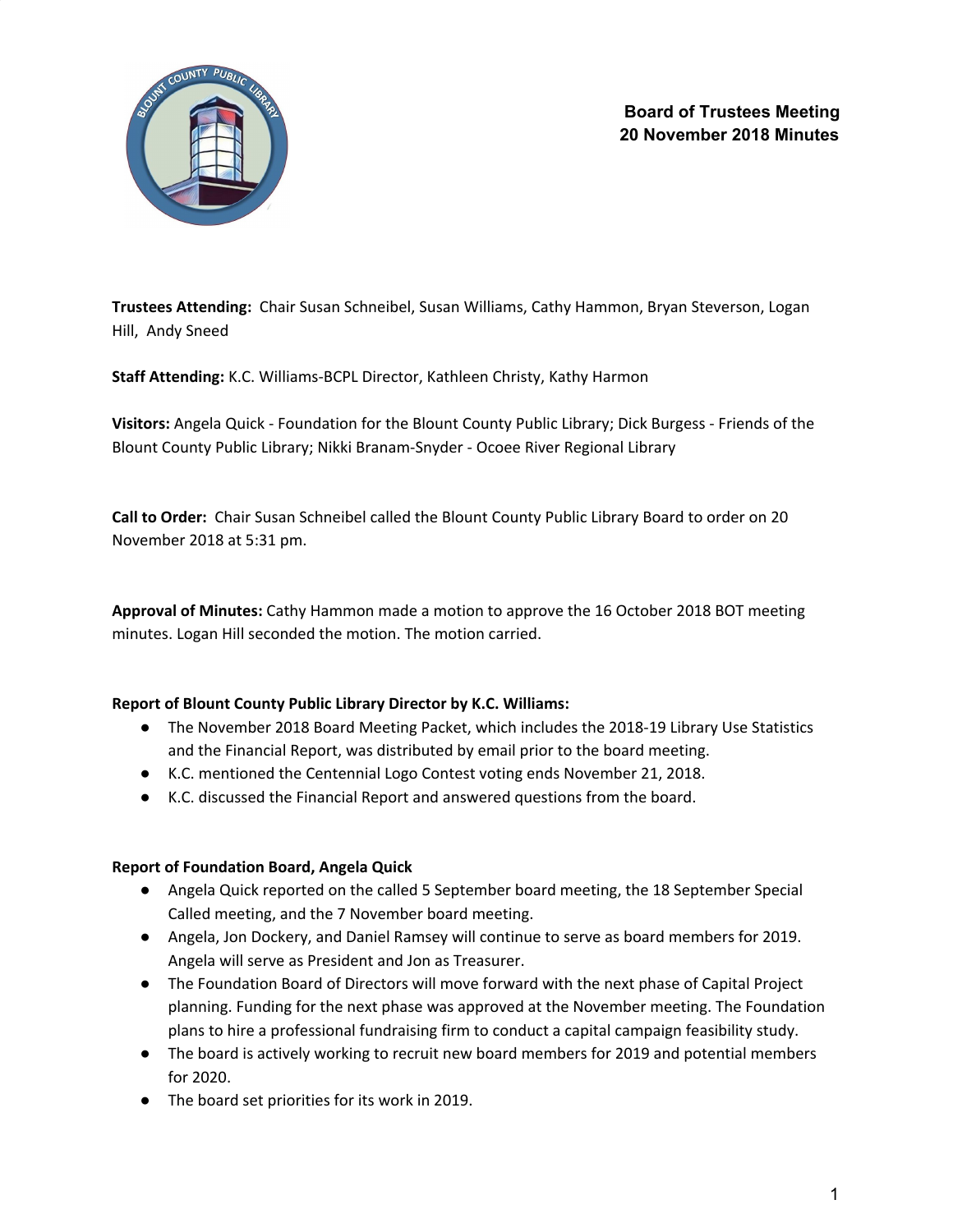# Board of Trustees Meeting
# 20 November 2018 Minutes

**Trustees Attending:** Chair Susan Schneibel, Susan Williams, Cathy Hammon, Bryan Steverson, Logan Hill, Andy Sneed

**Staff Attending:** K.C. Williams-BCPL Director, Kathleen Christy, Kathy Harmon

**Visitors:** Angela Quick - Foundation for the Blount County Public Library; Dick Burgess - Friends of the Blount County Public Library; Nikki Branam-Snyder - Ocoee River Regional Library

**Call to Order:** Chair Susan Schneibel called the Blount County Public Library Board to order on 20 November 2018 at 5:31 pm.

**Approval of Minutes:** Cathy Hammon made a motion to approve the 16 October 2018 BOT meeting minutes. Logan Hill seconded the motion. The motion carried.

**Report of Blount County Public Library Director by K.C. Williams:**

- The November 2018 Board Meeting Packet, which includes the 2018-19 Library Use Statistics and the Financial Report, was distributed by email prior to the board meeting.
- K.C. mentioned the Centennial Logo Contest voting ends November 21, 2018.
- K.C. discussed the Financial Report and answered questions from the board.

**Report of Foundation Board, Angela Quick**

- Angela Quick reported on the called 5 September board meeting, the 18 September Special Called meeting, and the 7 November board meeting.
- Angela, Jon Dockery, and Daniel Ramsey will continue to serve as board members for 2019. Angela will serve as President and Jon as Treasurer.
- The Foundation Board of Directors will move forward with the next phase of Capital Project planning. Funding for the next phase was approved at the November meeting. The Foundation plans to hire a professional fundraising firm to conduct a capital campaign feasibility study.
- The board is actively working to recruit new board members for 2019 and potential members for 2020.
- The board set priorities for its work in 2019.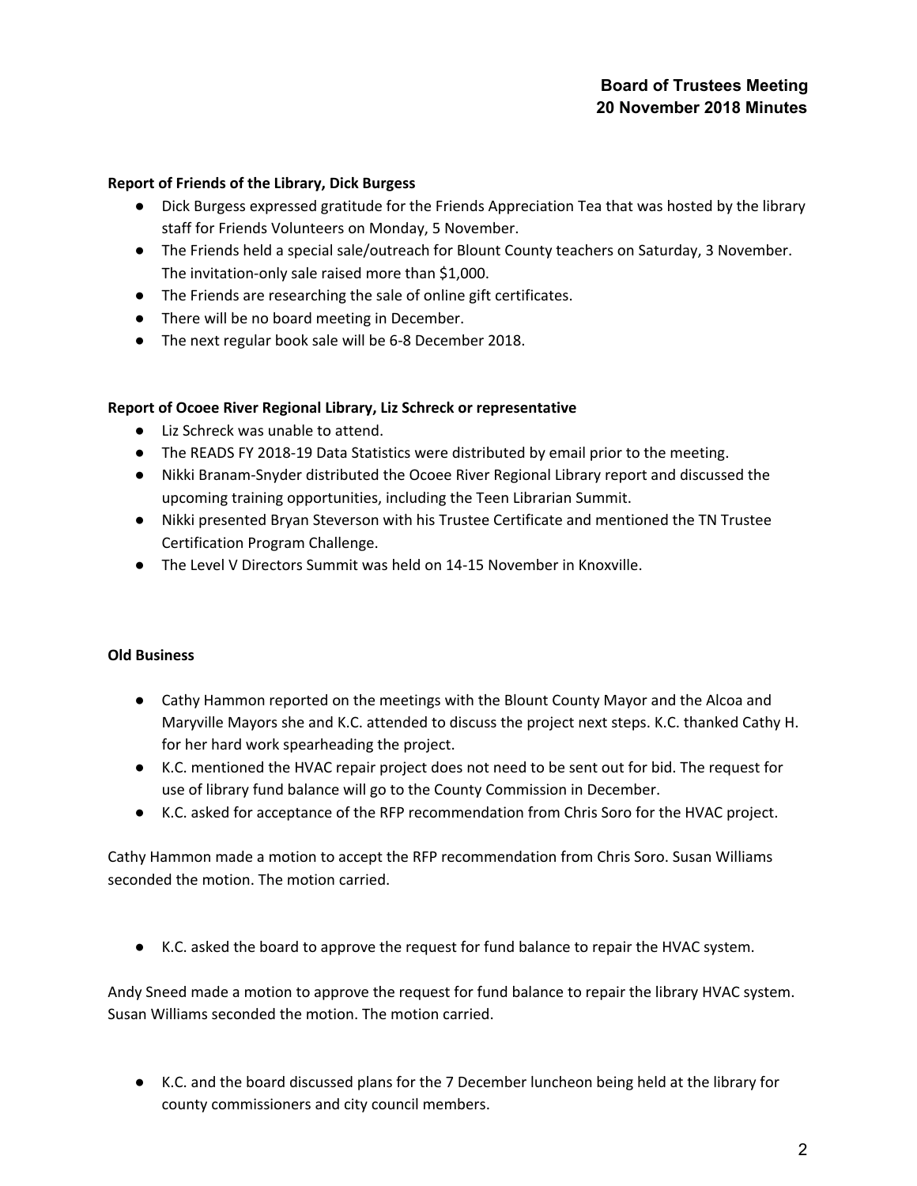**Report of Friends of the Library, Dick Burgess**

- Dick Burgess expressed gratitude for the Friends Appreciation Tea that was hosted by the library staff for Friends Volunteers on Monday, 5 November.
- The Friends held a special sale/outreach for Blount County teachers on Saturday, 3 November. The invitation-only sale raised more than $1,000.
- The Friends are researching the sale of online gift certificates.
- There will be no board meeting in December.
- The next regular book sale will be 6-8 December 2018.

**Report of Ocoee River Regional Library, Liz Schreck or representative**

- Liz Schreck was unable to attend.
- The READS FY 2018-19 Data Statistics were distributed by email prior to the meeting.
- Nikki Branam-Snyder distributed the Ocoee River Regional Library report and discussed the upcoming training opportunities, including the Teen Librarian Summit.
- Nikki presented Bryan Steverson with his Trustee Certificate and mentioned the TN Trustee Certification Program Challenge.
- The Level V Directors Summit was held on 14-15 November in Knoxville.

**Old Business**

- Cathy Hammon reported on the meetings with the Blount County Mayor and the Alcoa and Maryville Mayors she and K.C. attended to discuss the project next steps. K.C. thanked Cathy H. for her hard work spearheading the project.
- K.C. mentioned the HVAC repair project does not need to be sent out for bid. The request for use of library fund balance will go to the County Commission in December.
- K.C. asked for acceptance of the RFP recommendation from Chris Soro for the HVAC project.

Cathy Hammon made a motion to accept the RFP recommendation from Chris Soro. Susan Williams seconded the motion. The motion carried.

- K.C. asked the board to approve the request for fund balance to repair the HVAC system.

Andy Sneed made a motion to approve the request for fund balance to repair the library HVAC system. Susan Williams seconded the motion. The motion carried.

- K.C. and the board discussed plans for the 7 December luncheon being held at the library for county commissioners and city council members.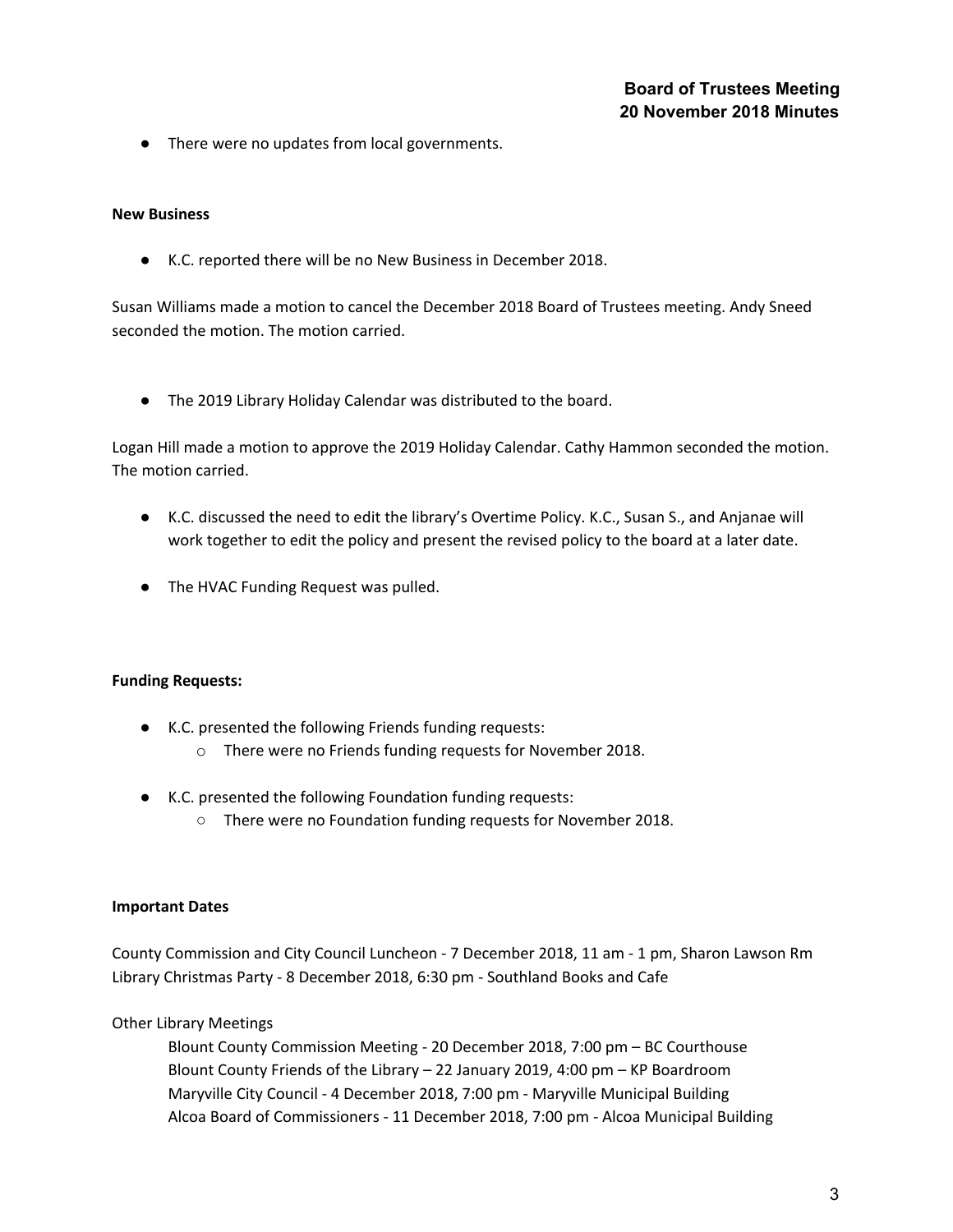- There were no updates from local governments.

**New Business**

- K.C. reported there will be no New Business in December 2018.

Susan Williams made a motion to cancel the December 2018 Board of Trustees meeting. Andy Sneed seconded the motion. The motion carried.

- The 2019 Library Holiday Calendar was distributed to the board.

Logan Hill made a motion to approve the 2019 Holiday Calendar. Cathy Hammon seconded the motion. The motion carried.

- K.C. discussed the need to edit the library's Overtime Policy. K.C., Susan S., and Anjanae will work together to edit the policy and present the revised policy to the board at a later date.
- The HVAC Funding Request was pulled.

**Funding Requests:**

- K.C. presented the following Friends funding requests:
    - There were no Friends funding requests for November 2018.
- K.C. presented the following Foundation funding requests:
    - There were no Foundation funding requests for November 2018.

**Important Dates**

County Commission and City Council Luncheon - 7 December 2018, 11 am - 1 pm, Sharon Lawson Rm
Library Christmas Party - 8 December 2018, 6:30 pm - Southland Books and Cafe

Other Library Meetings

Blount County Commission Meeting - 20 December 2018, 7:00 pm – BC Courthouse
Blount County Friends of the Library – 22 January 2019, 4:00 pm – KP Boardroom
Maryville City Council - 4 December 2018, 7:00 pm - Maryville Municipal Building
Alcoa Board of Commissioners - 11 December 2018, 7:00 pm - Alcoa Municipal Building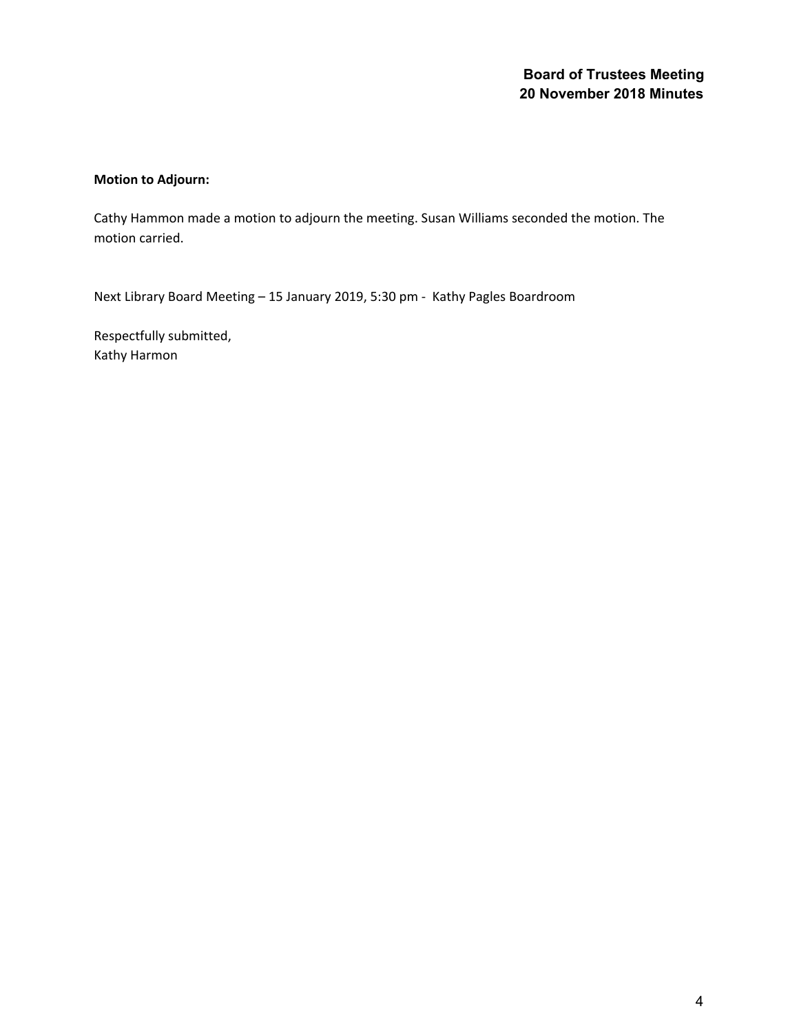**Motion to Adjourn:**

Cathy Hammon made a motion to adjourn the meeting. Susan Williams seconded the motion. The motion carried.

Next Library Board Meeting – 15 January 2019, 5:30 pm - Kathy Pagles Boardroom

Respectfully submitted,
Kathy Harmon